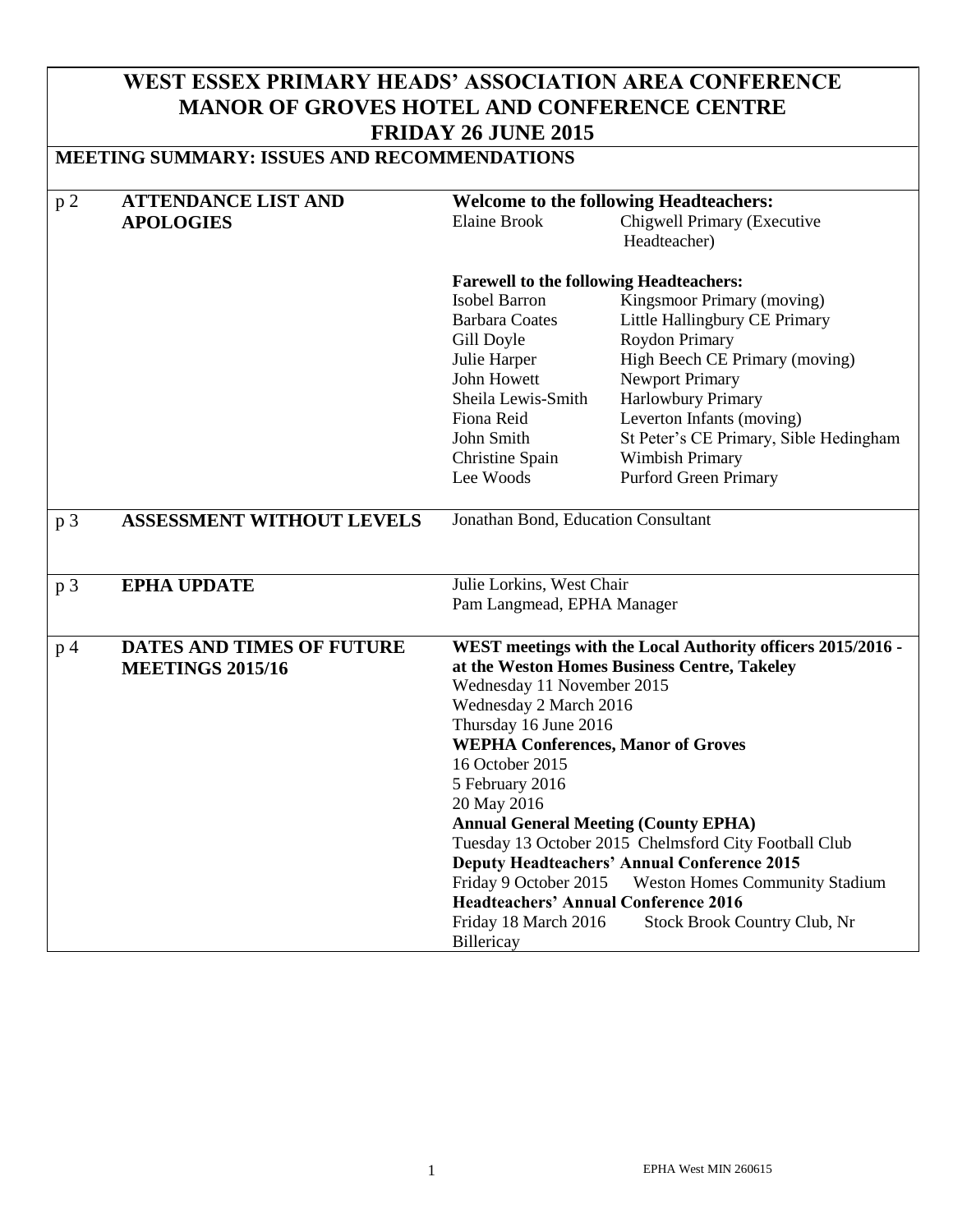# WEST ESSEX PRIMARY HEADS' ASSOCIATION AREA CONFERENCE
# MANOR OF GROVES HOTEL AND CONFERENCE CENTRE
# FRIDAY 26 JUNE 2015

## MEETING SUMMARY: ISSUES AND RECOMMENDATIONS

| | | |
|---|---|---|
| p 2 | **ATTENDANCE LIST AND APOLOGIES** | **Welcome to the following Headteachers:**<br>Elaine Brook — Chigwell Primary (Executive Headteacher)<br><br>**Farewell to the following Headteachers:**<br>Isobel Barron — Kingsmoor Primary (moving)<br>Barbara Coates — Little Hallingbury CE Primary<br>Gill Doyle — Roydon Primary<br>Julie Harper — High Beech CE Primary (moving)<br>John Howett — Newport Primary<br>Sheila Lewis-Smith — Harlowbury Primary<br>Fiona Reid — Leverton Infants (moving)<br>John Smith — St Peter's CE Primary, Sible Hedingham<br>Christine Spain — Wimbish Primary<br>Lee Woods — Purford Green Primary |
| p 3 | **ASSESSMENT WITHOUT LEVELS** | Jonathan Bond, Education Consultant |
| p 3 | **EPHA UPDATE** | Julie Lorkins, West Chair<br>Pam Langmead, EPHA Manager |
| p 4 | **DATES AND TIMES OF FUTURE MEETINGS 2015/16** | **WEST meetings with the Local Authority officers 2015/2016 - at the Weston Homes Business Centre, Takeley**<br>Wednesday 11 November 2015<br>Wednesday 2 March 2016<br>Thursday 16 June 2016<br>**WEPHA Conferences, Manor of Groves**<br>16 October 2015<br>5 February 2016<br>20 May 2016<br>**Annual General Meeting (County EPHA)**<br>Tuesday 13 October 2015 Chelmsford City Football Club<br>**Deputy Headteachers' Annual Conference 2015**<br>Friday 9 October 2015 Weston Homes Community Stadium<br>**Headteachers' Annual Conference 2016**<br>Friday 18 March 2016 Stock Brook Country Club, Nr Billericay |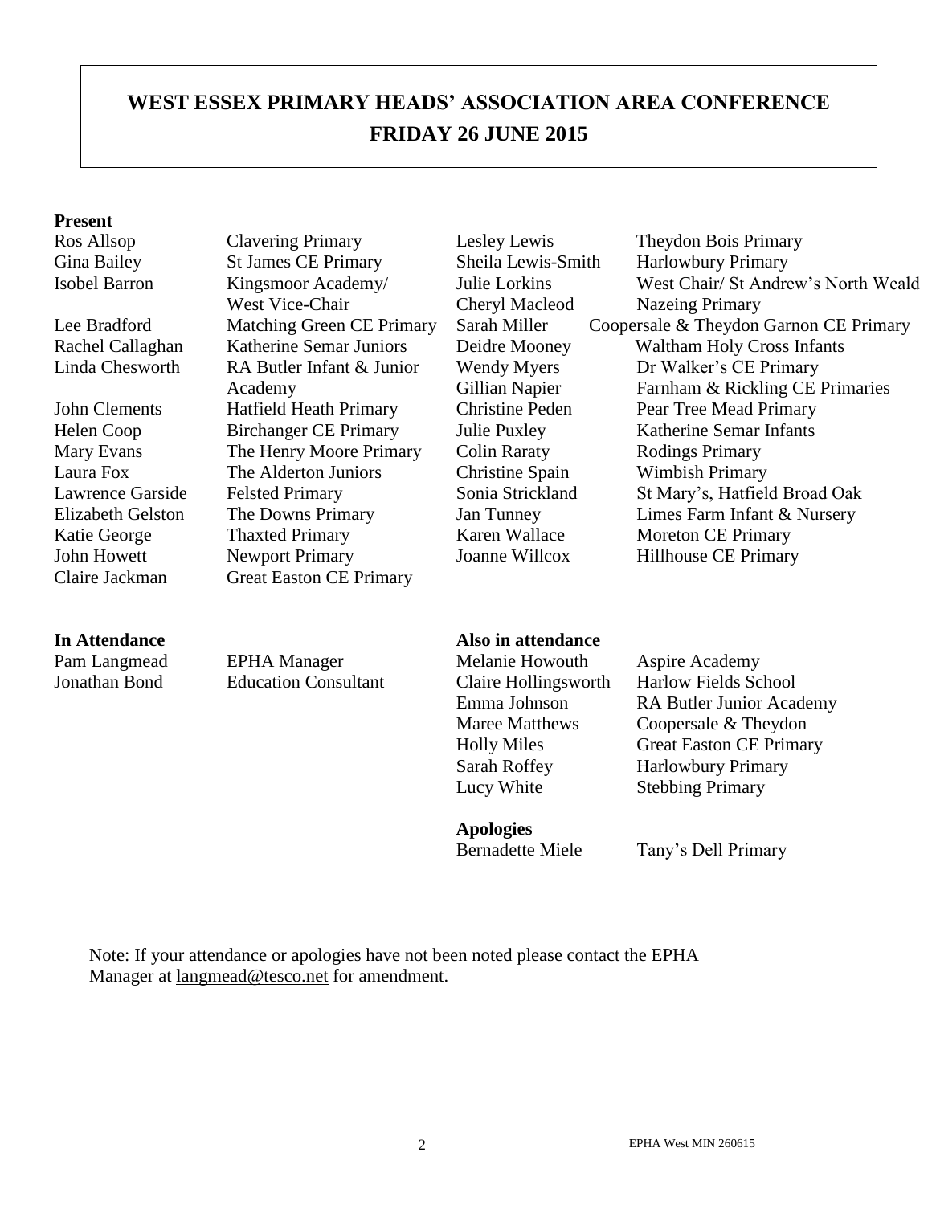# WEST ESSEX PRIMARY HEADS' ASSOCIATION AREA CONFERENCE
## FRIDAY 26 JUNE 2015

**Present**

| | |
|---|---|
| Ros Allsop | Clavering Primary |
| Gina Bailey | St James CE Primary |
| Isobel Barron | Kingsmoor Academy/ West Vice-Chair |
| Lee Bradford | Matching Green CE Primary |
| Rachel Callaghan | Katherine Semar Juniors |
| Linda Chesworth | RA Butler Infant & Junior Academy |
| John Clements | Hatfield Heath Primary |
| Helen Coop | Birchanger CE Primary |
| Mary Evans | The Henry Moore Primary |
| Laura Fox | The Alderton Juniors |
| Lawrence Garside | Felsted Primary |
| Elizabeth Gelston | The Downs Primary |
| Katie George | Thaxted Primary |
| John Howett | Newport Primary |
| Claire Jackman | Great Easton CE Primary |
| Lesley Lewis | Theydon Bois Primary |
| Sheila Lewis-Smith | Harlowbury Primary |
| Julie Lorkins | West Chair/ St Andrew's North Weald |
| Cheryl Macleod | Nazeing Primary |
| Sarah Miller | Coopersale & Theydon Garnon CE Primary |
| Deidre Mooney | Waltham Holy Cross Infants |
| Wendy Myers | Dr Walker's CE Primary |
| Gillian Napier | Farnham & Rickling CE Primaries |
| Christine Peden | Pear Tree Mead Primary |
| Julie Puxley | Katherine Semar Infants |
| Colin Raraty | Rodings Primary |
| Christine Spain | Wimbish Primary |
| Sonia Strickland | St Mary's, Hatfield Broad Oak |
| Jan Tunney | Limes Farm Infant & Nursery |
| Karen Wallace | Moreton CE Primary |
| Joanne Willcox | Hillhouse CE Primary |

**In Attendance**

| | |
|---|---|
| Pam Langmead | EPHA Manager |
| Jonathan Bond | Education Consultant |

**Also in attendance**

| | |
|---|---|
| Melanie Howouth | Aspire Academy |
| Claire Hollingsworth | Harlow Fields School |
| Emma Johnson | RA Butler Junior Academy |
| Maree Matthews | Coopersale & Theydon |
| Holly Miles | Great Easton CE Primary |
| Sarah Roffey | Harlowbury Primary |
| Lucy White | Stebbing Primary |

**Apologies**

| | |
|---|---|
| Bernadette Miele | Tany's Dell Primary |

Note: If your attendance or apologies have not been noted please contact the EPHA Manager at langmead@tesco.net for amendment.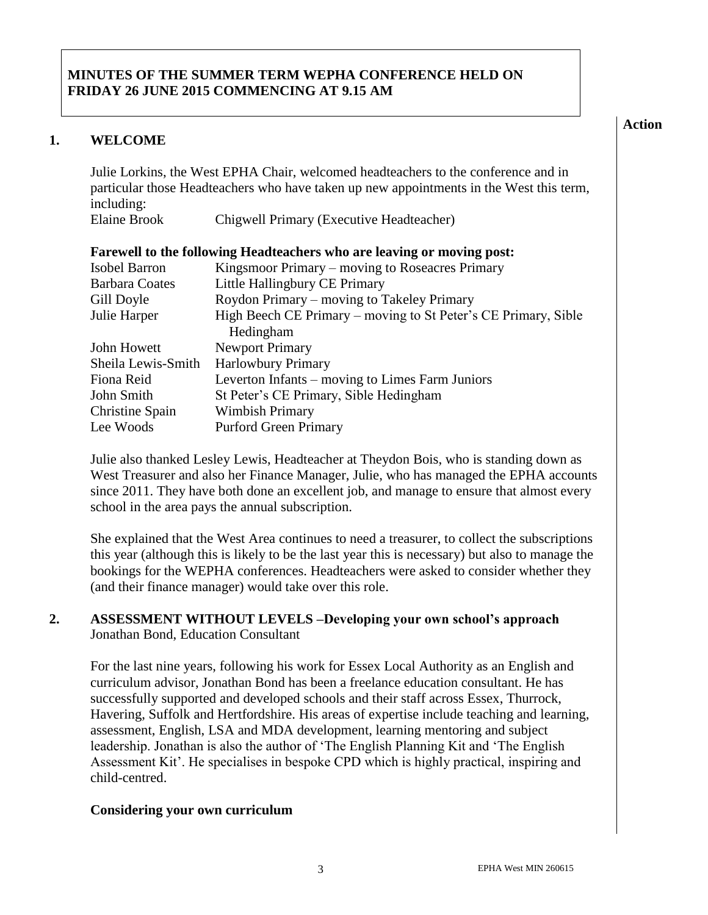**MINUTES OF THE SUMMER TERM WEPHA CONFERENCE HELD ON FRIDAY 26 JUNE 2015 COMMENCING AT 9.15 AM**

**Action**

## 1. WELCOME

Julie Lorkins, the West EPHA Chair, welcomed headteachers to the conference and in particular those Headteachers who have taken up new appointments in the West this term, including:

| | |
|---|---|
| Elaine Brook | Chigwell Primary (Executive Headteacher) |

**Farewell to the following Headteachers who are leaving or moving post:**

| | |
|---|---|
| Isobel Barron | Kingsmoor Primary – moving to Roseacres Primary |
| Barbara Coates | Little Hallingbury CE Primary |
| Gill Doyle | Roydon Primary – moving to Takeley Primary |
| Julie Harper | High Beech CE Primary – moving to St Peter's CE Primary, Sible Hedingham |
| John Howett | Newport Primary |
| Sheila Lewis-Smith | Harlowbury Primary |
| Fiona Reid | Leverton Infants – moving to Limes Farm Juniors |
| John Smith | St Peter's CE Primary, Sible Hedingham |
| Christine Spain | Wimbish Primary |
| Lee Woods | Purford Green Primary |

Julie also thanked Lesley Lewis, Headteacher at Theydon Bois, who is standing down as West Treasurer and also her Finance Manager, Julie, who has managed the EPHA accounts since 2011. They have both done an excellent job, and manage to ensure that almost every school in the area pays the annual subscription.

She explained that the West Area continues to need a treasurer, to collect the subscriptions this year (although this is likely to be the last year this is necessary) but also to manage the bookings for the WEPHA conferences. Headteachers were asked to consider whether they (and their finance manager) would take over this role.

## 2. ASSESSMENT WITHOUT LEVELS –Developing your own school's approach

Jonathan Bond, Education Consultant

For the last nine years, following his work for Essex Local Authority as an English and curriculum advisor, Jonathan Bond has been a freelance education consultant. He has successfully supported and developed schools and their staff across Essex, Thurrock, Havering, Suffolk and Hertfordshire. His areas of expertise include teaching and learning, assessment, English, LSA and MDA development, learning mentoring and subject leadership. Jonathan is also the author of 'The English Planning Kit and 'The English Assessment Kit'. He specialises in bespoke CPD which is highly practical, inspiring and child-centred.

### Considering your own curriculum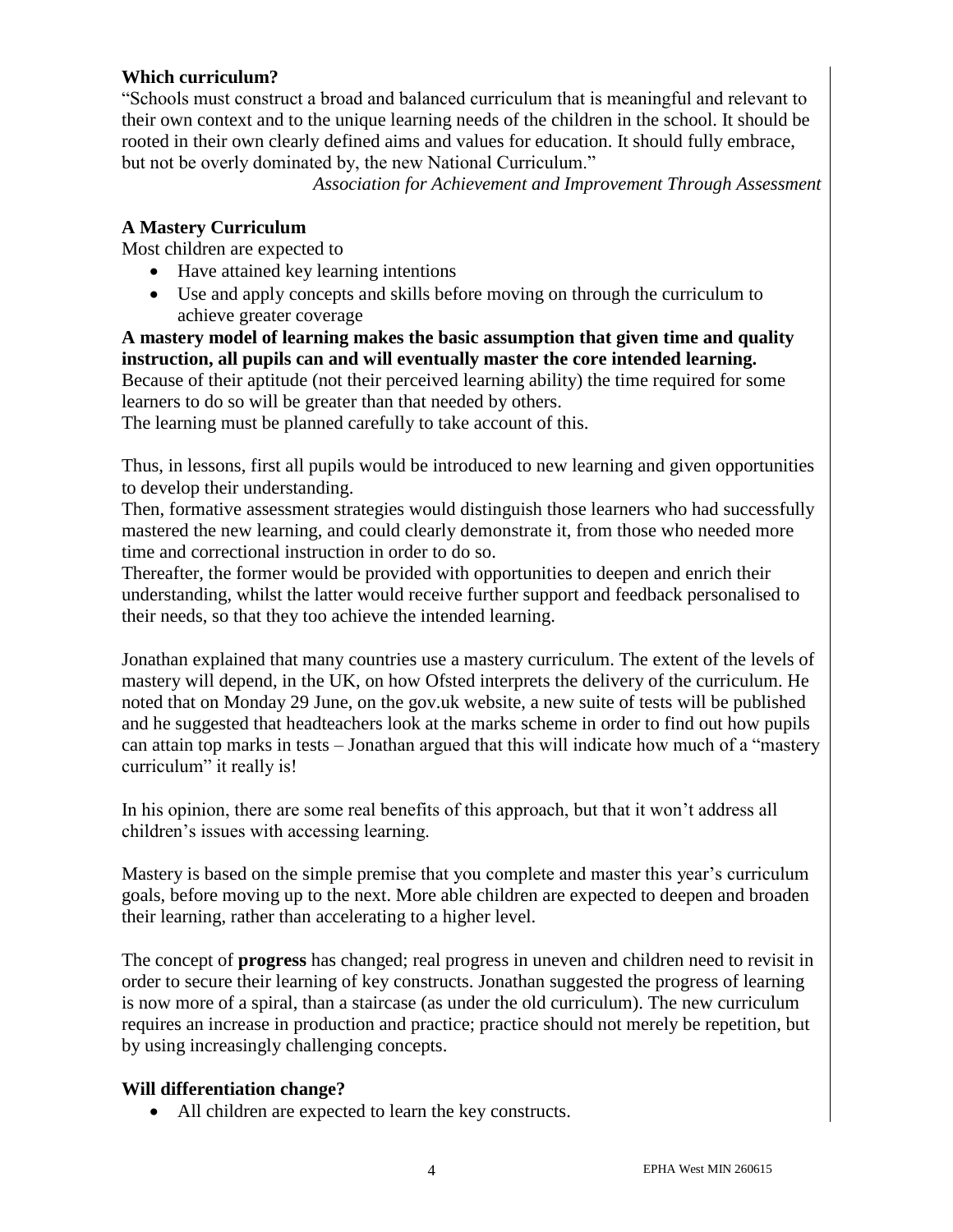**Which curriculum?**

"Schools must construct a broad and balanced curriculum that is meaningful and relevant to their own context and to the unique learning needs of the children in the school. It should be rooted in their own clearly defined aims and values for education. It should fully embrace, but not be overly dominated by, the new National Curriculum."

*Association for Achievement and Improvement Through Assessment*

**A Mastery Curriculum**

Most children are expected to

- Have attained key learning intentions
- Use and apply concepts and skills before moving on through the curriculum to achieve greater coverage

**A mastery model of learning makes the basic assumption that given time and quality instruction, all pupils can and will eventually master the core intended learning.**
Because of their aptitude (not their perceived learning ability) the time required for some learners to do so will be greater than that needed by others.
The learning must be planned carefully to take account of this.

Thus, in lessons, first all pupils would be introduced to new learning and given opportunities to develop their understanding.
Then, formative assessment strategies would distinguish those learners who had successfully mastered the new learning, and could clearly demonstrate it, from those who needed more time and correctional instruction in order to do so.
Thereafter, the former would be provided with opportunities to deepen and enrich their understanding, whilst the latter would receive further support and feedback personalised to their needs, so that they too achieve the intended learning.

Jonathan explained that many countries use a mastery curriculum. The extent of the levels of mastery will depend, in the UK, on how Ofsted interprets the delivery of the curriculum. He noted that on Monday 29 June, on the gov.uk website, a new suite of tests will be published and he suggested that headteachers look at the marks scheme in order to find out how pupils can attain top marks in tests – Jonathan argued that this will indicate how much of a "mastery curriculum" it really is!

In his opinion, there are some real benefits of this approach, but that it won't address all children's issues with accessing learning.

Mastery is based on the simple premise that you complete and master this year's curriculum goals, before moving up to the next. More able children are expected to deepen and broaden their learning, rather than accelerating to a higher level.

The concept of **progress** has changed; real progress in uneven and children need to revisit in order to secure their learning of key constructs. Jonathan suggested the progress of learning is now more of a spiral, than a staircase (as under the old curriculum). The new curriculum requires an increase in production and practice; practice should not merely be repetition, but by using increasingly challenging concepts.

**Will differentiation change?**

- All children are expected to learn the key constructs.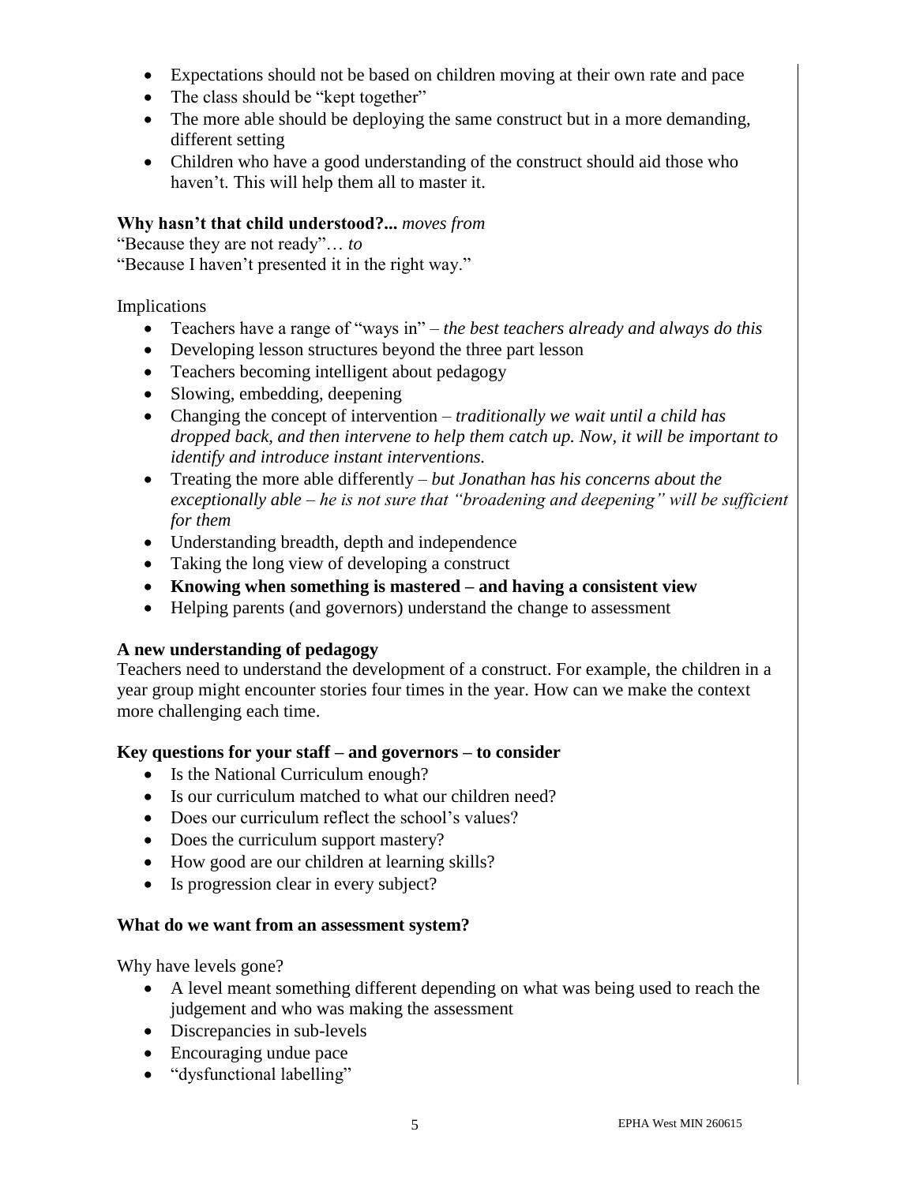- Expectations should not be based on children moving at their own rate and pace
- The class should be "kept together"
- The more able should be deploying the same construct but in a more demanding, different setting
- Children who have a good understanding of the construct should aid those who haven't. This will help them all to master it.

**Why hasn't that child understood?...** *moves from*
"Because they are not ready"… *to*
"Because I haven't presented it in the right way."

Implications

- Teachers have a range of "ways in" – *the best teachers already and always do this*
- Developing lesson structures beyond the three part lesson
- Teachers becoming intelligent about pedagogy
- Slowing, embedding, deepening
- Changing the concept of intervention – *traditionally we wait until a child has dropped back, and then intervene to help them catch up. Now, it will be important to identify and introduce instant interventions.*
- Treating the more able differently – *but Jonathan has his concerns about the exceptionally able – he is not sure that "broadening and deepening" will be sufficient for them*
- Understanding breadth, depth and independence
- Taking the long view of developing a construct
- **Knowing when something is mastered – and having a consistent view**
- Helping parents (and governors) understand the change to assessment

**A new understanding of pedagogy**
Teachers need to understand the development of a construct. For example, the children in a year group might encounter stories four times in the year. How can we make the context more challenging each time.

**Key questions for your staff – and governors – to consider**

- Is the National Curriculum enough?
- Is our curriculum matched to what our children need?
- Does our curriculum reflect the school's values?
- Does the curriculum support mastery?
- How good are our children at learning skills?
- Is progression clear in every subject?

**What do we want from an assessment system?**

Why have levels gone?

- A level meant something different depending on what was being used to reach the judgement and who was making the assessment
- Discrepancies in sub-levels
- Encouraging undue pace
- "dysfunctional labelling"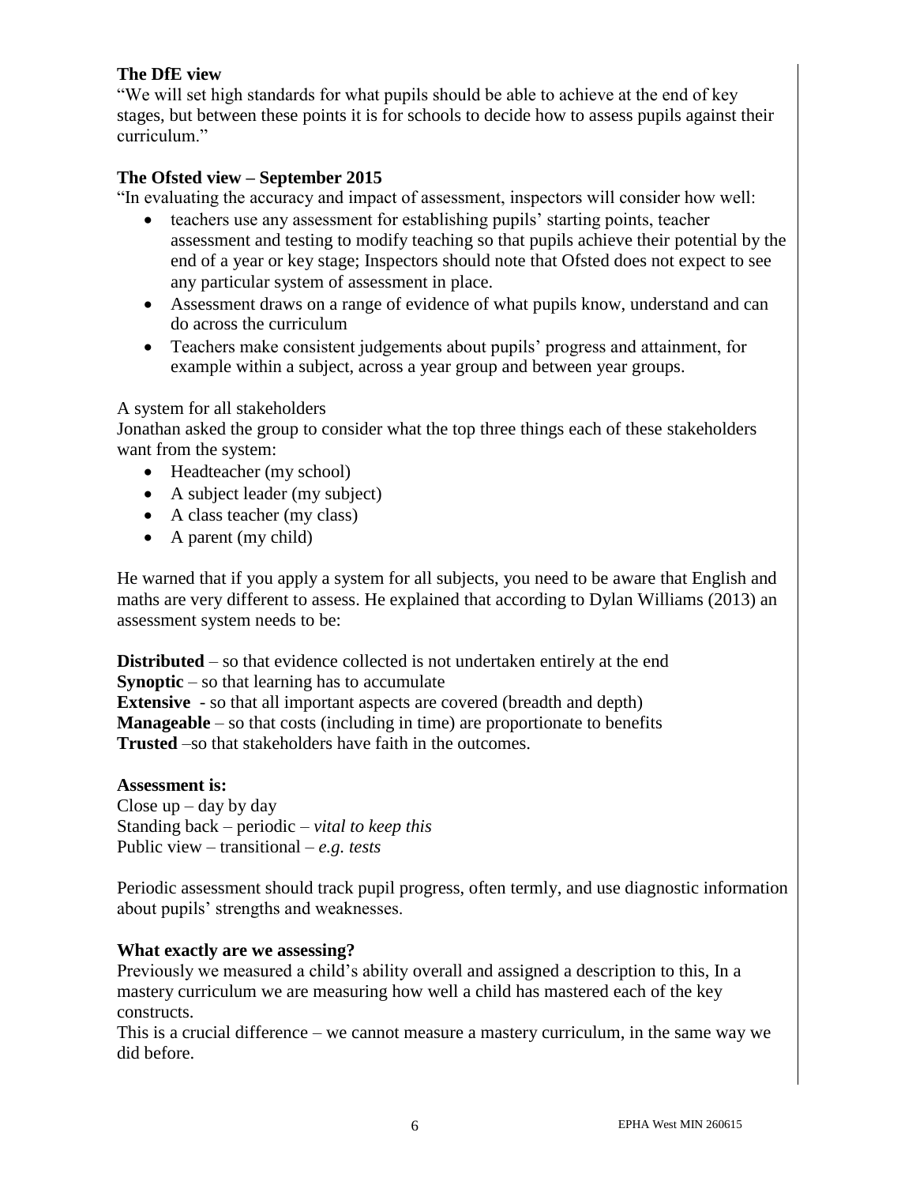**The DfE view**

"We will set high standards for what pupils should be able to achieve at the end of key stages, but between these points it is for schools to decide how to assess pupils against their curriculum."

**The Ofsted view – September 2015**

"In evaluating the accuracy and impact of assessment, inspectors will consider how well:

- teachers use any assessment for establishing pupils' starting points, teacher assessment and testing to modify teaching so that pupils achieve their potential by the end of a year or key stage; Inspectors should note that Ofsted does not expect to see any particular system of assessment in place.
- Assessment draws on a range of evidence of what pupils know, understand and can do across the curriculum
- Teachers make consistent judgements about pupils' progress and attainment, for example within a subject, across a year group and between year groups.

A system for all stakeholders

Jonathan asked the group to consider what the top three things each of these stakeholders want from the system:

- Headteacher (my school)
- A subject leader (my subject)
- A class teacher (my class)
- A parent (my child)

He warned that if you apply a system for all subjects, you need to be aware that English and maths are very different to assess. He explained that according to Dylan Williams (2013) an assessment system needs to be:

**Distributed** – so that evidence collected is not undertaken entirely at the end
**Synoptic** – so that learning has to accumulate
**Extensive** - so that all important aspects are covered (breadth and depth)
**Manageable** – so that costs (including in time) are proportionate to benefits
**Trusted** –so that stakeholders have faith in the outcomes.

**Assessment is:**

Close up – day by day
Standing back – periodic – *vital to keep this*
Public view – transitional – *e.g. tests*

Periodic assessment should track pupil progress, often termly, and use diagnostic information about pupils' strengths and weaknesses.

**What exactly are we assessing?**

Previously we measured a child's ability overall and assigned a description to this, In a mastery curriculum we are measuring how well a child has mastered each of the key constructs.

This is a crucial difference – we cannot measure a mastery curriculum, in the same way we did before.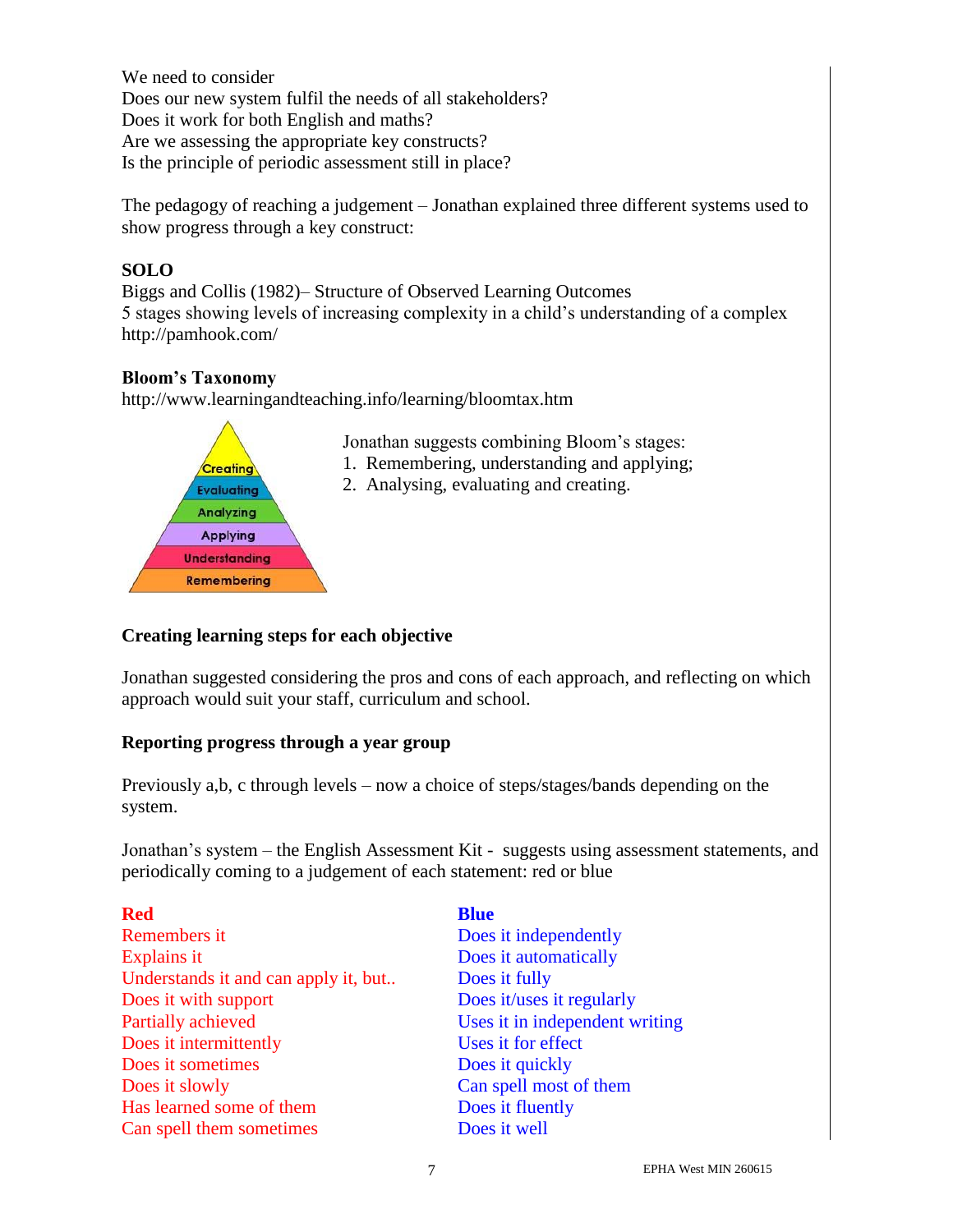We need to consider
Does our new system fulfil the needs of all stakeholders?
Does it work for both English and maths?
Are we assessing the appropriate key constructs?
Is the principle of periodic assessment still in place?

The pedagogy of reaching a judgement – Jonathan explained three different systems used to show progress through a key construct:

**SOLO**
Biggs and Collis (1982)– Structure of Observed Learning Outcomes
5 stages showing levels of increasing complexity in a child's understanding of a complex
http://pamhook.com/

**Bloom's Taxonomy**
http://www.learningandteaching.info/learning/bloomtax.htm

Creating
Evaluating
Analyzing
Applying
Understanding
Remembering

Jonathan suggests combining Bloom's stages:

1. Remembering, understanding and applying;
2. Analysing, evaluating and creating.

**Creating learning steps for each objective**

Jonathan suggested considering the pros and cons of each approach, and reflecting on which approach would suit your staff, curriculum and school.

**Reporting progress through a year group**

Previously a,b, c through levels – now a choice of steps/stages/bands depending on the system.

Jonathan's system – the English Assessment Kit - suggests using assessment statements, and periodically coming to a judgement of each statement: red or blue

| **Red** | **Blue** |
|---|---|
| Remembers it | Does it independently |
| Explains it | Does it automatically |
| Understands it and can apply it, but.. | Does it fully |
| Does it with support | Does it/uses it regularly |
| Partially achieved | Uses it in independent writing |
| Does it intermittently | Uses it for effect |
| Does it sometimes | Does it quickly |
| Does it slowly | Can spell most of them |
| Has learned some of them | Does it fluently |
| Can spell them sometimes | Does it well |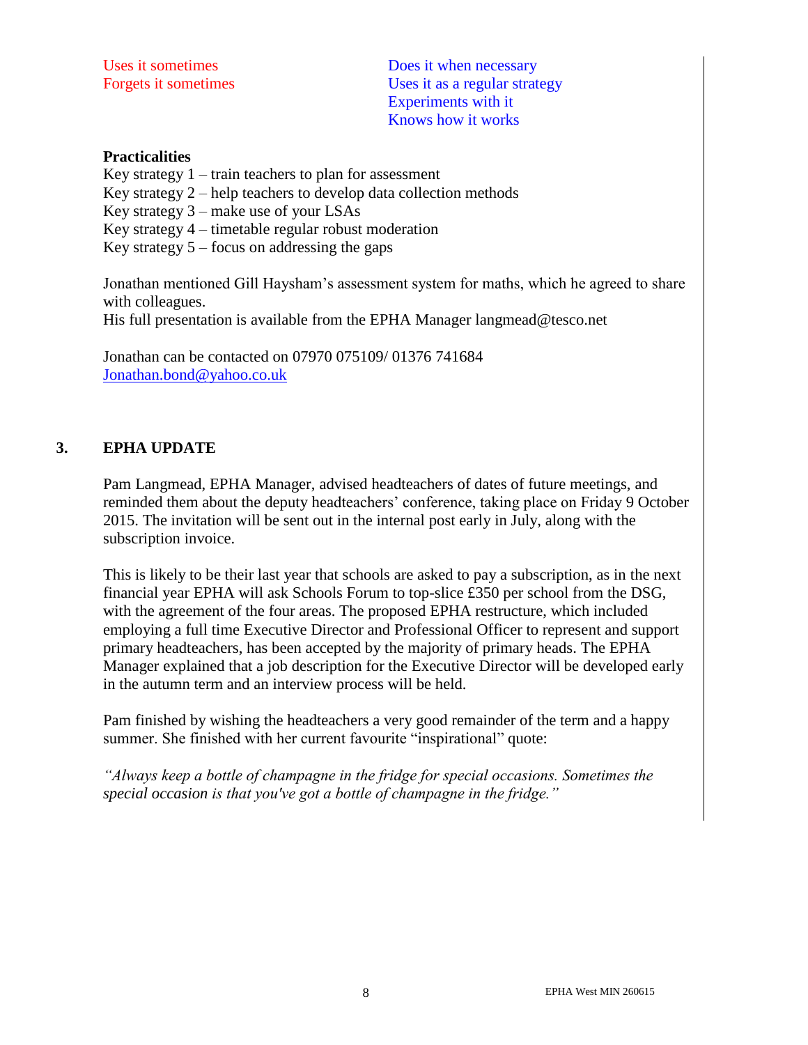| | |
|---|---|
| Uses it sometimes | Does it when necessary |
| Forgets it sometimes | Uses it as a regular strategy |
| | Experiments with it |
| | Knows how it works |

**Practicalities**

Key strategy 1 – train teachers to plan for assessment
Key strategy 2 – help teachers to develop data collection methods
Key strategy 3 – make use of your LSAs
Key strategy 4 – timetable regular robust moderation
Key strategy 5 – focus on addressing the gaps

Jonathan mentioned Gill Haysham's assessment system for maths, which he agreed to share with colleagues.
His full presentation is available from the EPHA Manager langmead@tesco.net

Jonathan can be contacted on 07970 075109/ 01376 741684
Jonathan.bond@yahoo.co.uk

## 3. EPHA UPDATE

Pam Langmead, EPHA Manager, advised headteachers of dates of future meetings, and reminded them about the deputy headteachers' conference, taking place on Friday 9 October 2015. The invitation will be sent out in the internal post early in July, along with the subscription invoice.

This is likely to be their last year that schools are asked to pay a subscription, as in the next financial year EPHA will ask Schools Forum to top-slice £350 per school from the DSG, with the agreement of the four areas. The proposed EPHA restructure, which included employing a full time Executive Director and Professional Officer to represent and support primary headteachers, has been accepted by the majority of primary heads. The EPHA Manager explained that a job description for the Executive Director will be developed early in the autumn term and an interview process will be held.

Pam finished by wishing the headteachers a very good remainder of the term and a happy summer. She finished with her current favourite "inspirational" quote:

*"Always keep a bottle of champagne in the fridge for special occasions. Sometimes the special occasion is that you've got a bottle of champagne in the fridge."*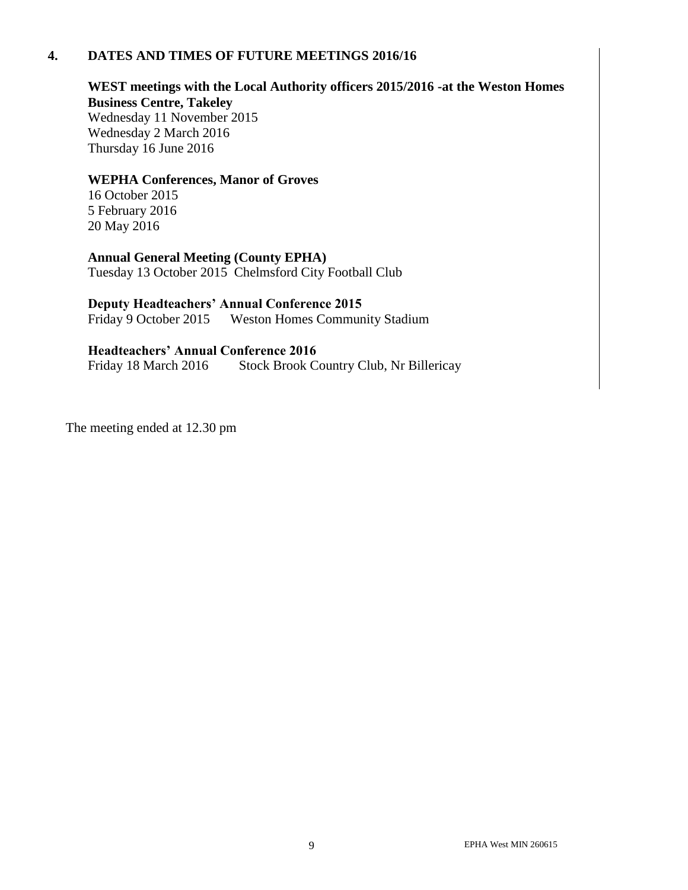## 4. DATES AND TIMES OF FUTURE MEETINGS 2016/16

**WEST meetings with the Local Authority officers 2015/2016 -at the Weston Homes Business Centre, Takeley**
Wednesday 11 November 2015
Wednesday 2 March 2016
Thursday 16 June 2016

**WEPHA Conferences, Manor of Groves**
16 October 2015
5 February 2016
20 May 2016

**Annual General Meeting (County EPHA)**
Tuesday 13 October 2015 Chelmsford City Football Club

**Deputy Headteachers' Annual Conference 2015**
Friday 9 October 2015 Weston Homes Community Stadium

**Headteachers' Annual Conference 2016**
Friday 18 March 2016 Stock Brook Country Club, Nr Billericay

The meeting ended at 12.30 pm